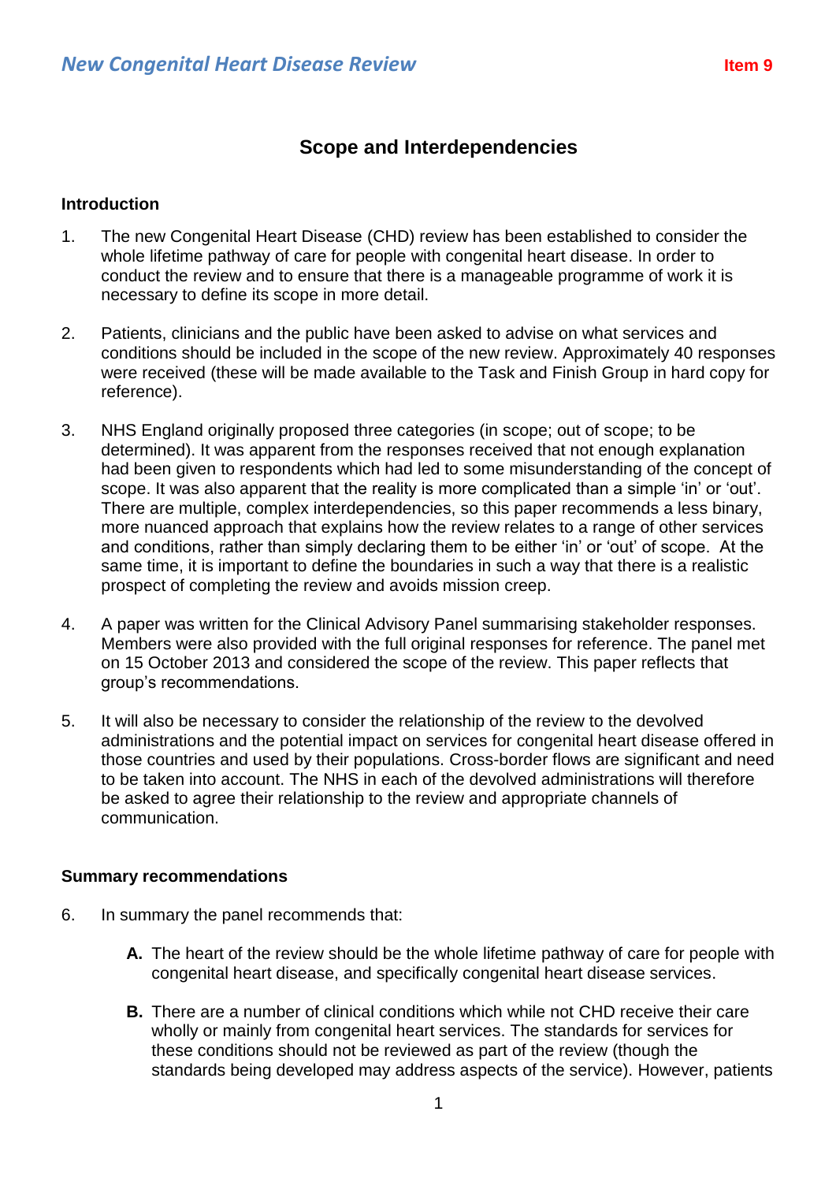# New Congenital Heart Disease Review

**Item 9**

## Scope and Interdependencies

### Introduction

1. The new Congenital Heart Disease (CHD) review has been established to consider the whole lifetime pathway of care for people with congenital heart disease. In order to conduct the review and to ensure that there is a manageable programme of work it is necessary to define its scope in more detail.

2. Patients, clinicians and the public have been asked to advise on what services and conditions should be included in the scope of the new review. Approximately 40 responses were received (these will be made available to the Task and Finish Group in hard copy for reference).

3. NHS England originally proposed three categories (in scope; out of scope; to be determined). It was apparent from the responses received that not enough explanation had been given to respondents which had led to some misunderstanding of the concept of scope. It was also apparent that the reality is more complicated than a simple 'in' or 'out'. There are multiple, complex interdependencies, so this paper recommends a less binary, more nuanced approach that explains how the review relates to a range of other services and conditions, rather than simply declaring them to be either 'in' or 'out' of scope. At the same time, it is important to define the boundaries in such a way that there is a realistic prospect of completing the review and avoids mission creep.

4. A paper was written for the Clinical Advisory Panel summarising stakeholder responses. Members were also provided with the full original responses for reference. The panel met on 15 October 2013 and considered the scope of the review. This paper reflects that group's recommendations.

5. It will also be necessary to consider the relationship of the review to the devolved administrations and the potential impact on services for congenital heart disease offered in those countries and used by their populations. Cross-border flows are significant and need to be taken into account. The NHS in each of the devolved administrations will therefore be asked to agree their relationship to the review and appropriate channels of communication.

### Summary recommendations

6. In summary the panel recommends that:

   **A.** The heart of the review should be the whole lifetime pathway of care for people with congenital heart disease, and specifically congenital heart disease services.

   **B.** There are a number of clinical conditions which while not CHD receive their care wholly or mainly from congenital heart services. The standards for services for these conditions should not be reviewed as part of the review (though the standards being developed may address aspects of the service). However, patients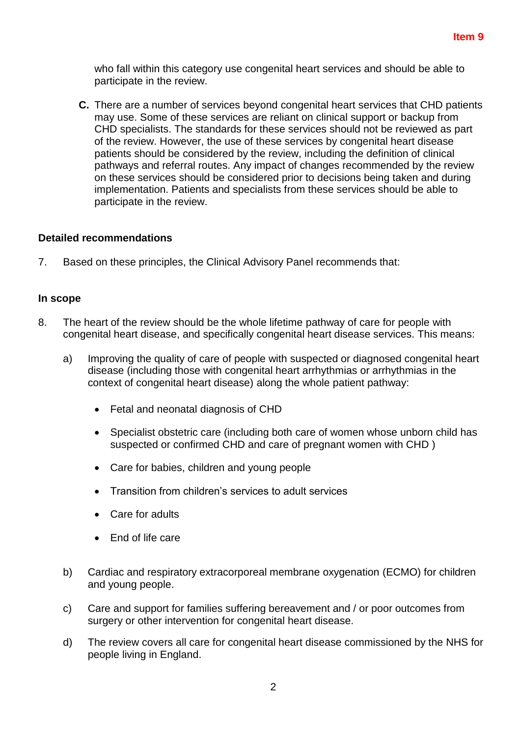who fall within this category use congenital heart services and should be able to participate in the review.

**C.** There are a number of services beyond congenital heart services that CHD patients may use. Some of these services are reliant on clinical support or backup from CHD specialists. The standards for these services should not be reviewed as part of the review. However, the use of these services by congenital heart disease patients should be considered by the review, including the definition of clinical pathways and referral routes. Any impact of changes recommended by the review on these services should be considered prior to decisions being taken and during implementation. Patients and specialists from these services should be able to participate in the review.

**Detailed recommendations**

7. Based on these principles, the Clinical Advisory Panel recommends that:

**In scope**

8. The heart of the review should be the whole lifetime pathway of care for people with congenital heart disease, and specifically congenital heart disease services. This means:

   a) Improving the quality of care of people with suspected or diagnosed congenital heart disease (including those with congenital heart arrhythmias or arrhythmias in the context of congenital heart disease) along the whole patient pathway:

      - Fetal and neonatal diagnosis of CHD
      - Specialist obstetric care (including both care of women whose unborn child has suspected or confirmed CHD and care of pregnant women with CHD )
      - Care for babies, children and young people
      - Transition from children's services to adult services
      - Care for adults
      - End of life care

   b) Cardiac and respiratory extracorporeal membrane oxygenation (ECMO) for children and young people.

   c) Care and support for families suffering bereavement and / or poor outcomes from surgery or other intervention for congenital heart disease.

   d) The review covers all care for congenital heart disease commissioned by the NHS for people living in England.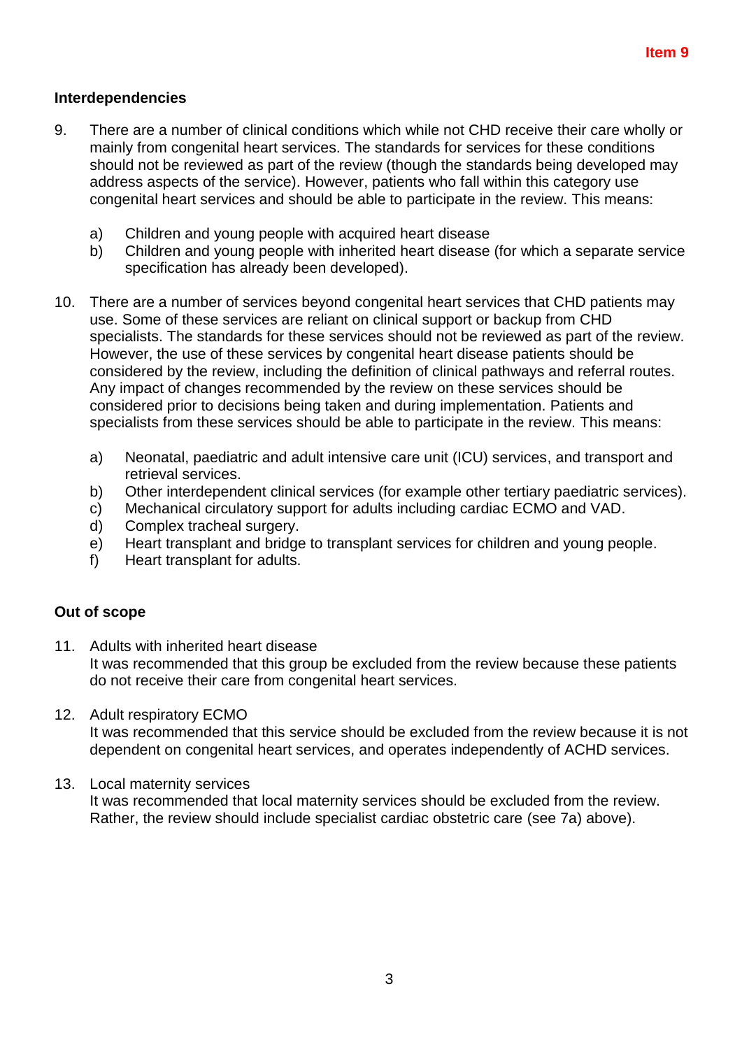**Item 9**

## Interdependencies

9. There are a number of clinical conditions which while not CHD receive their care wholly or mainly from congenital heart services. The standards for services for these conditions should not be reviewed as part of the review (though the standards being developed may address aspects of the service). However, patients who fall within this category use congenital heart services and should be able to participate in the review. This means:

   a) Children and young people with acquired heart disease
   b) Children and young people with inherited heart disease (for which a separate service specification has already been developed).

10. There are a number of services beyond congenital heart services that CHD patients may use. Some of these services are reliant on clinical support or backup from CHD specialists. The standards for these services should not be reviewed as part of the review. However, the use of these services by congenital heart disease patients should be considered by the review, including the definition of clinical pathways and referral routes. Any impact of changes recommended by the review on these services should be considered prior to decisions being taken and during implementation. Patients and specialists from these services should be able to participate in the review. This means:

    a) Neonatal, paediatric and adult intensive care unit (ICU) services, and transport and retrieval services.
    b) Other interdependent clinical services (for example other tertiary paediatric services).
    c) Mechanical circulatory support for adults including cardiac ECMO and VAD.
    d) Complex tracheal surgery.
    e) Heart transplant and bridge to transplant services for children and young people.
    f) Heart transplant for adults.

## Out of scope

11. Adults with inherited heart disease
    It was recommended that this group be excluded from the review because these patients do not receive their care from congenital heart services.

12. Adult respiratory ECMO
    It was recommended that this service should be excluded from the review because it is not dependent on congenital heart services, and operates independently of ACHD services.

13. Local maternity services
    It was recommended that local maternity services should be excluded from the review. Rather, the review should include specialist cardiac obstetric care (see 7a) above).